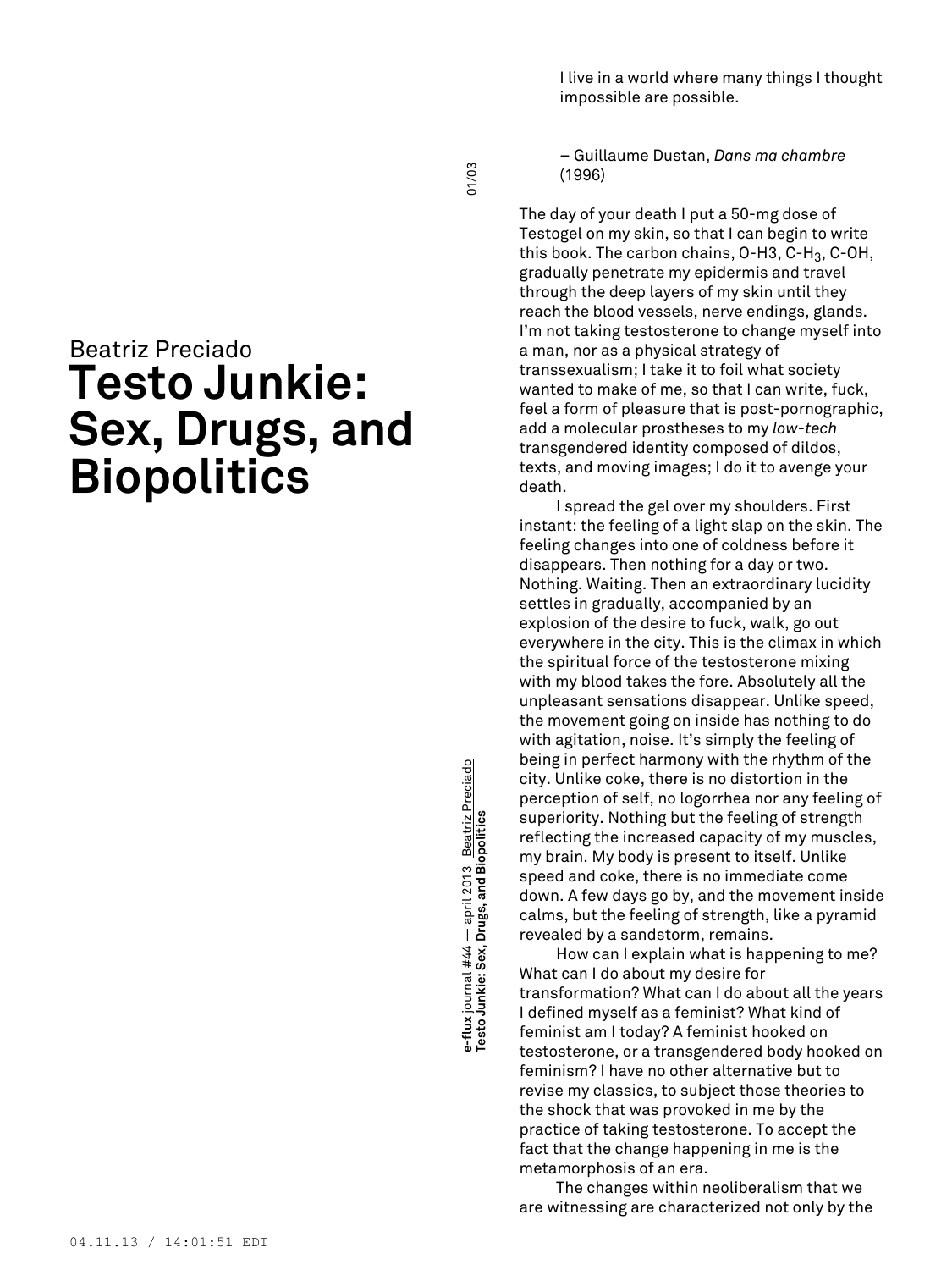Beatriz Preciado

# Testo Junkie: Sex, Drugs, and Biopolitics

> I live in a world where many things I thought impossible are possible.
>
> – Guillaume Dustan, *Dans ma chambre* (1996)

The day of your death I put a 50-mg dose of Testogel on my skin, so that I can begin to write this book. The carbon chains, O-H3, C-$H_3$, C-OH, gradually penetrate my epidermis and travel through the deep layers of my skin until they reach the blood vessels, nerve endings, glands. I'm not taking testosterone to change myself into a man, nor as a physical strategy of transsexualism; I take it to foil what society wanted to make of me, so that I can write, fuck, feel a form of pleasure that is post-pornographic, add a molecular prostheses to my *low-tech* transgendered identity composed of dildos, texts, and moving images; I do it to avenge your death.

I spread the gel over my shoulders. First instant: the feeling of a light slap on the skin. The feeling changes into one of coldness before it disappears. Then nothing for a day or two. Nothing. Waiting. Then an extraordinary lucidity settles in gradually, accompanied by an explosion of the desire to fuck, walk, go out everywhere in the city. This is the climax in which the spiritual force of the testosterone mixing with my blood takes the fore. Absolutely all the unpleasant sensations disappear. Unlike speed, the movement going on inside has nothing to do with agitation, noise. It's simply the feeling of being in perfect harmony with the rhythm of the city. Unlike coke, there is no distortion in the perception of self, no logorrhea nor any feeling of superiority. Nothing but the feeling of strength reflecting the increased capacity of my muscles, my brain. My body is present to itself. Unlike speed and coke, there is no immediate come down. A few days go by, and the movement inside calms, but the feeling of strength, like a pyramid revealed by a sandstorm, remains.

How can I explain what is happening to me? What can I do about my desire for transformation? What can I do about all the years I defined myself as a feminist? What kind of feminist am I today? A feminist hooked on testosterone, or a transgendered body hooked on feminism? I have no other alternative but to revise my classics, to subject those theories to the shock that was provoked in me by the practice of taking testosterone. To accept the fact that the change happening in me is the metamorphosis of an era.

The changes within neoliberalism that we are witnessing are characterized not only by the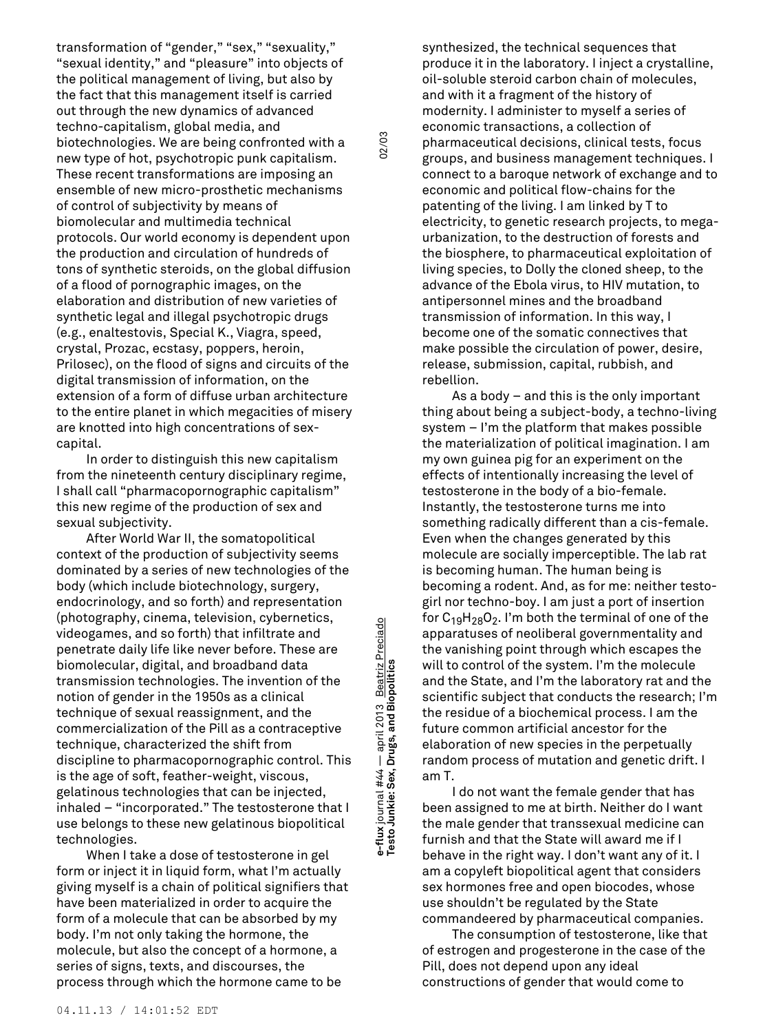transformation of "gender," "sex," "sexuality," "sexual identity," and "pleasure" into objects of the political management of living, but also by the fact that this management itself is carried out through the new dynamics of advanced techno-capitalism, global media, and biotechnologies. We are being confronted with a new type of hot, psychotropic punk capitalism. These recent transformations are imposing an ensemble of new micro-prosthetic mechanisms of control of subjectivity by means of biomolecular and multimedia technical protocols. Our world economy is dependent upon the production and circulation of hundreds of tons of synthetic steroids, on the global diffusion of a flood of pornographic images, on the elaboration and distribution of new varieties of synthetic legal and illegal psychotropic drugs (e.g., enaltestovis, Special K., Viagra, speed, crystal, Prozac, ecstasy, poppers, heroin, Prilosec), on the flood of signs and circuits of the digital transmission of information, on the extension of a form of diffuse urban architecture to the entire planet in which megacities of misery are knotted into high concentrations of sex-capital.

In order to distinguish this new capitalism from the nineteenth century disciplinary regime, I shall call "pharmacopornographic capitalism" this new regime of the production of sex and sexual subjectivity.

After World War II, the somatopolitical context of the production of subjectivity seems dominated by a series of new technologies of the body (which include biotechnology, surgery, endocrinology, and so forth) and representation (photography, cinema, television, cybernetics, videogames, and so forth) that infiltrate and penetrate daily life like never before. These are biomolecular, digital, and broadband data transmission technologies. The invention of the notion of gender in the 1950s as a clinical technique of sexual reassignment, and the commercialization of the Pill as a contraceptive technique, characterized the shift from discipline to pharmacopornographic control. This is the age of soft, feather-weight, viscous, gelatinous technologies that can be injected, inhaled – "incorporated." The testosterone that I use belongs to these new gelatinous biopolitical technologies.

When I take a dose of testosterone in gel form or inject it in liquid form, what I'm actually giving myself is a chain of political signifiers that have been materialized in order to acquire the form of a molecule that can be absorbed by my body. I'm not only taking the hormone, the molecule, but also the concept of a hormone, a series of signs, texts, and discourses, the process through which the hormone came to be synthesized, the technical sequences that produce it in the laboratory. I inject a crystalline, oil-soluble steroid carbon chain of molecules, and with it a fragment of the history of modernity. I administer to myself a series of economic transactions, a collection of pharmaceutical decisions, clinical tests, focus groups, and business management techniques. I connect to a baroque network of exchange and to economic and political flow-chains for the patenting of the living. I am linked by T to electricity, to genetic research projects, to mega-urbanization, to the destruction of forests and the biosphere, to pharmaceutical exploitation of living species, to Dolly the cloned sheep, to the advance of the Ebola virus, to HIV mutation, to antipersonnel mines and the broadband transmission of information. In this way, I become one of the somatic connectives that make possible the circulation of power, desire, release, submission, capital, rubbish, and rebellion.

As a body – and this is the only important thing about being a subject-body, a techno-living system – I'm the platform that makes possible the materialization of political imagination. I am my own guinea pig for an experiment on the effects of intentionally increasing the level of testosterone in the body of a bio-female. Instantly, the testosterone turns me into something radically different than a cis-female. Even when the changes generated by this molecule are socially imperceptible. The lab rat is becoming human. The human being is becoming a rodent. And, as for me: neither testo-girl nor techno-boy. I am just a port of insertion for $C_{19}H_{28}O_2$. I'm both the terminal of one of the apparatuses of neoliberal governmentality and the vanishing point through which escapes the will to control of the system. I'm the molecule and the State, and I'm the laboratory rat and the scientific subject that conducts the research; I'm the residue of a biochemical process. I am the future common artificial ancestor for the elaboration of new species in the perpetually random process of mutation and genetic drift. I am T.

I do not want the female gender that has been assigned to me at birth. Neither do I want the male gender that transsexual medicine can furnish and that the State will award me if I behave in the right way. I don't want any of it. I am a copyleft biopolitical agent that considers sex hormones free and open biocodes, whose use shouldn't be regulated by the State commandeered by pharmaceutical companies.

The consumption of testosterone, like that of estrogen and progesterone in the case of the Pill, does not depend upon any ideal constructions of gender that would come to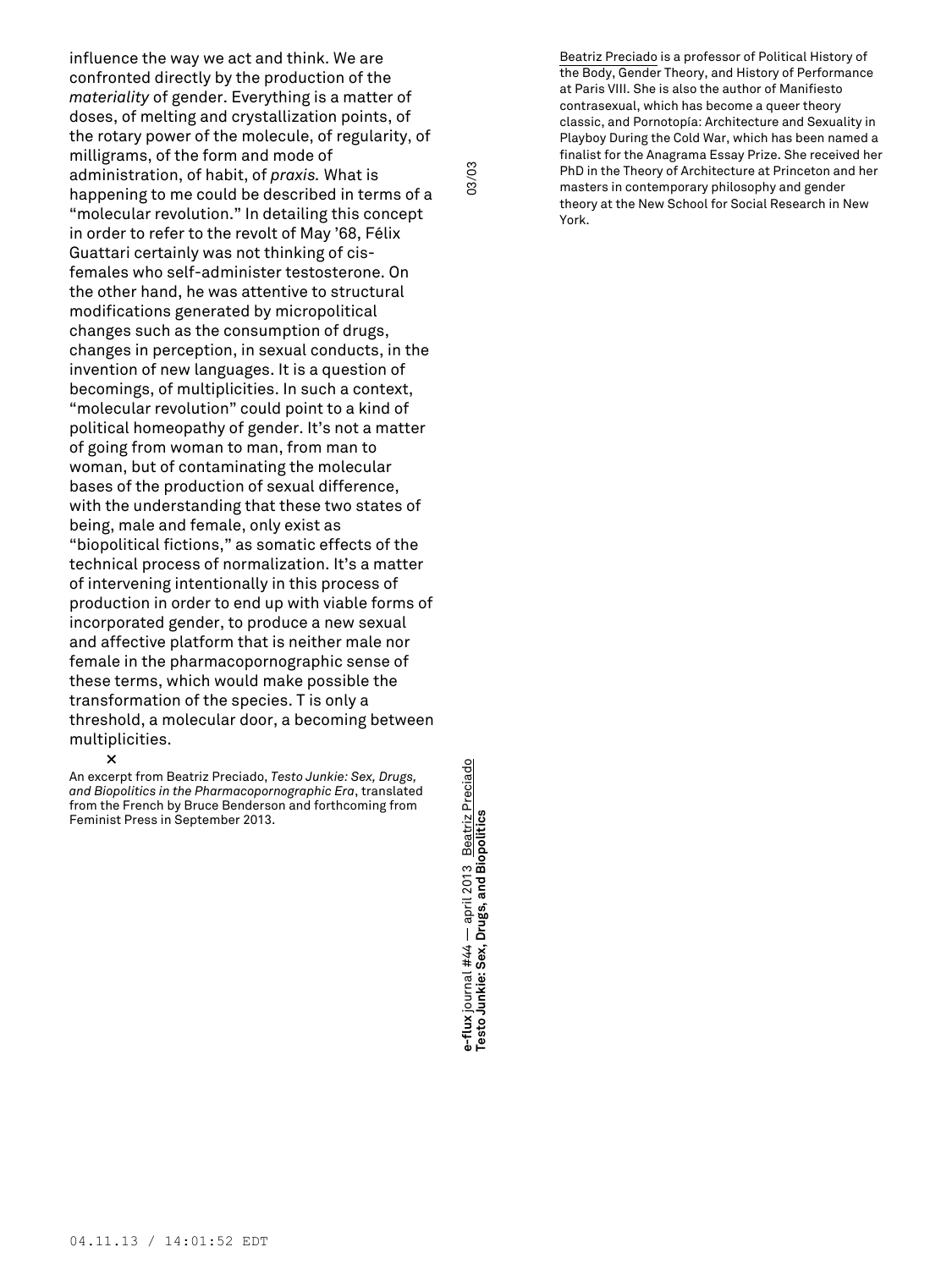influence the way we act and think. We are confronted directly by the production of the *materiality* of gender. Everything is a matter of doses, of melting and crystallization points, of the rotary power of the molecule, of regularity, of milligrams, of the form and mode of administration, of habit, of *praxis.* What is happening to me could be described in terms of a "molecular revolution." In detailing this concept in order to refer to the revolt of May '68, Félix Guattari certainly was not thinking of cis-females who self-administer testosterone. On the other hand, he was attentive to structural modifications generated by micropolitical changes such as the consumption of drugs, changes in perception, in sexual conducts, in the invention of new languages. It is a question of becomings, of multiplicities. In such a context, "molecular revolution" could point to a kind of political homeopathy of gender. It's not a matter of going from woman to man, from man to woman, but of contaminating the molecular bases of the production of sexual difference, with the understanding that these two states of being, male and female, only exist as "biopolitical fictions," as somatic effects of the technical process of normalization. It's a matter of intervening intentionally in this process of production in order to end up with viable forms of incorporated gender, to produce a new sexual and affective platform that is neither male nor female in the pharmacopornographic sense of these terms, which would make possible the transformation of the species. T is only a threshold, a molecular door, a becoming between multiplicities.

**×**

An excerpt from Beatriz Preciado, *Testo Junkie: Sex, Drugs, and Biopolitics in the Pharmacopornographic Era*, translated from the French by Bruce Benderson and forthcoming from Feminist Press in September 2013.

Beatriz Preciado is a professor of Political History of the Body, Gender Theory, and History of Performance at Paris VIII. She is also the author of Manifiesto contrasexual, which has become a queer theory classic, and Pornotopía: Architecture and Sexuality in Playboy During the Cold War, which has been named a finalist for the Anagrama Essay Prize. She received her PhD in the Theory of Architecture at Princeton and her masters in contemporary philosophy and gender theory at the New School for Social Research in New York.